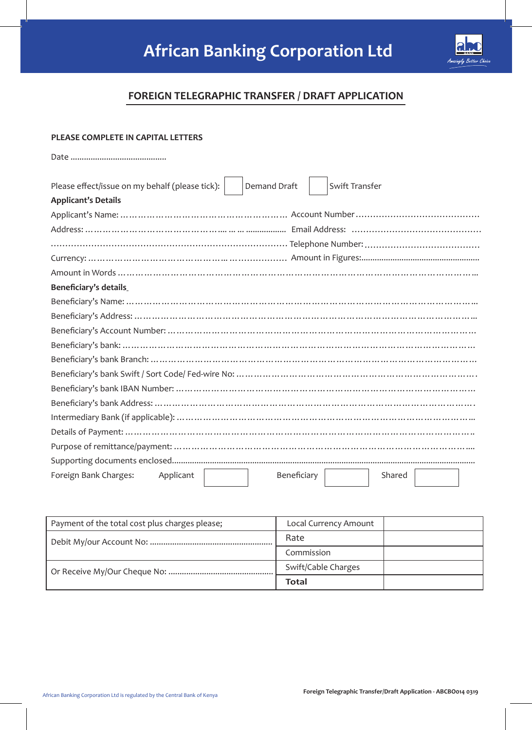# African Banking Corporation Ltd

## FOREIGN TELEGRAPHIC TRANSFER / DRAFT APPLICATION

**PLEASE COMPLETE IN CAPITAL LETTERS**

Date ...........................................

Please effect/issue on my behalf (please tick): ☐ Demand Draft ☐ Swift Transfer

**Applicant's Details**

Applicant's Name: ………………………………………………… Account Number……………………………………

Address: ………………………………………... … … ................. Email Address: ………………………………………

……………………………………………………………………… Telephone Number:…………………………………

Currency: ……………………………………….. ……………… Amount in Figures:...................................................

Amount in Words ……………………………………………………………………………………………………………...

**Beneficiary's details**

Beneficiary's Name: ……………………………………………………………………………………………………...

Beneficiary's Address: ………………………………………………………………………………………………...

Beneficiary's Account Number: …………………………………………………………………………………………

Beneficiary's bank: ……………………………………………………………………………………………………

Beneficiary's bank Branch: ……………………………………………………………………………………………

Beneficiary's bank Swift / Sort Code/ Fed-wire No: …………………………………………………………………….

Beneficiary's bank IBAN Number: ………………………………………………………………………………………

Beneficiary's bank Address: …………………………………………………………………………………………….

Intermediary Bank (if applicable): ……………………………………………………………………………………..

Details of Payment: ………………………………………………………………………………………………….

Purpose of remittance/payment: ……………………………………………………………………………………....

Supporting documents enclosed......................................................................................................................................

Foreign Bank Charges: Applicant ☐ Beneficiary ☐ Shared ☐

| Payment of the total cost plus charges please; | Local Currency Amount | |
|---|---|---|
| Debit My/our Account No: ....................................................... | Rate | |
| | Commission | |
| Or Receive My/Our Cheque No: ............................................... | Swift/Cable Charges | |
| | **Total** | |

African Banking Corporation Ltd is regulated by the Central Bank of Kenya

**Foreign Telegraphic Transfer/Draft Application - ABCBO014 0319**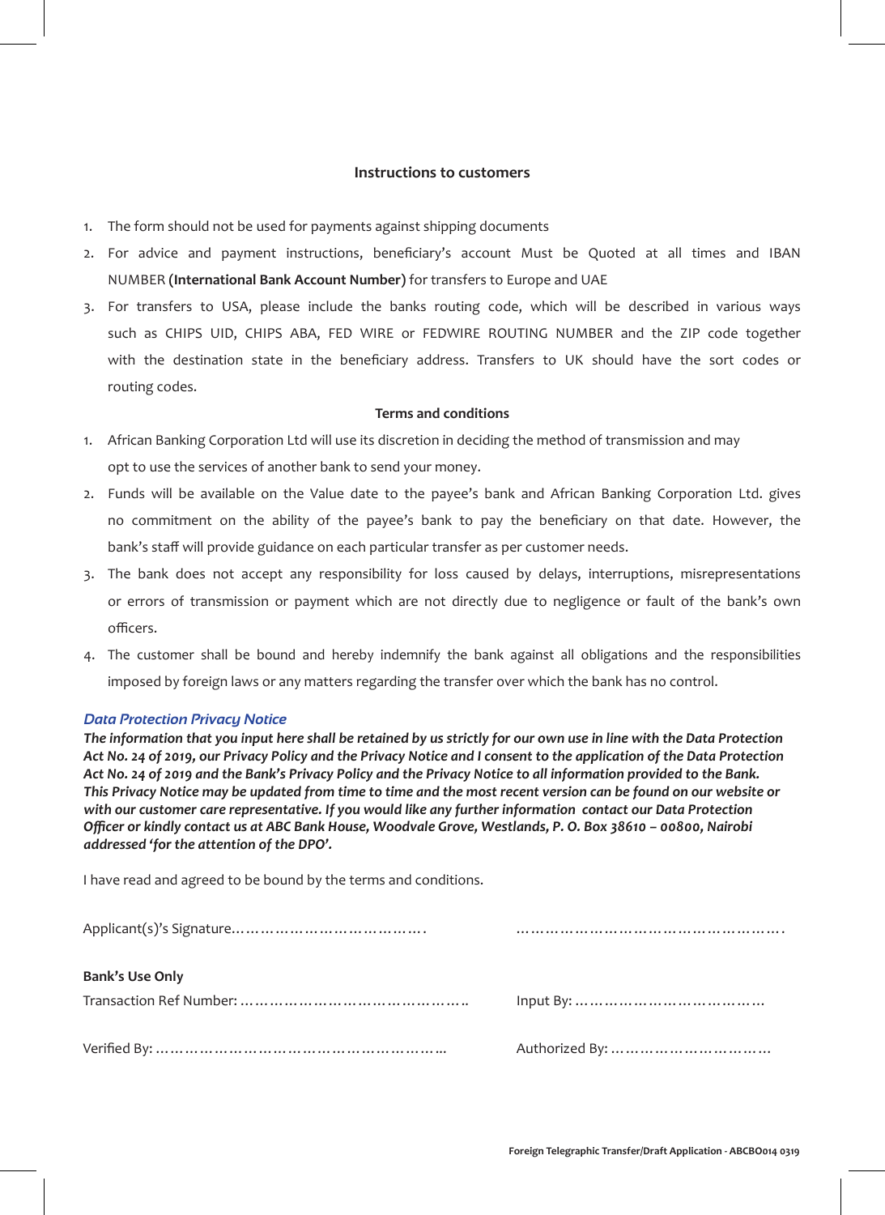### Instructions to customers

1. The form should not be used for payments against shipping documents
2. For advice and payment instructions, beneficiary's account Must be Quoted at all times and IBAN NUMBER **(International Bank Account Number)** for transfers to Europe and UAE
3. For transfers to USA, please include the banks routing code, which will be described in various ways such as CHIPS UID, CHIPS ABA, FED WIRE or FEDWIRE ROUTING NUMBER and the ZIP code together with the destination state in the beneficiary address. Transfers to UK should have the sort codes or routing codes.

### Terms and conditions

1. African Banking Corporation Ltd will use its discretion in deciding the method of transmission and may opt to use the services of another bank to send your money.
2. Funds will be available on the Value date to the payee's bank and African Banking Corporation Ltd. gives no commitment on the ability of the payee's bank to pay the beneficiary on that date. However, the bank's staff will provide guidance on each particular transfer as per customer needs.
3. The bank does not accept any responsibility for loss caused by delays, interruptions, misrepresentations or errors of transmission or payment which are not directly due to negligence or fault of the bank's own officers.
4. The customer shall be bound and hereby indemnify the bank against all obligations and the responsibilities imposed by foreign laws or any matters regarding the transfer over which the bank has no control.

***Data Protection Privacy Notice***

***The information that you input here shall be retained by us strictly for our own use in line with the Data Protection Act No. 24 of 2019, our Privacy Policy and the Privacy Notice and I consent to the application of the Data Protection Act No. 24 of 2019 and the Bank's Privacy Policy and the Privacy Notice to all information provided to the Bank. This Privacy Notice may be updated from time to time and the most recent version can be found on our website or with our customer care representative. If you would like any further information contact our Data Protection Officer or kindly contact us at ABC Bank House, Woodvale Grove, Westlands, P. O. Box 38610 – 00800, Nairobi addressed 'for the attention of the DPO'.***

I have read and agreed to be bound by the terms and conditions.

Applicant(s)'s Signature……………………………………. ………………………………………………….

**Bank's Use Only**

Transaction Ref Number: ……………………………………….. Input By: …………………………………

Verified By: …………………………………………………….. Authorized By: ……………………………

Foreign Telegraphic Transfer/Draft Application - ABCBO014 0319